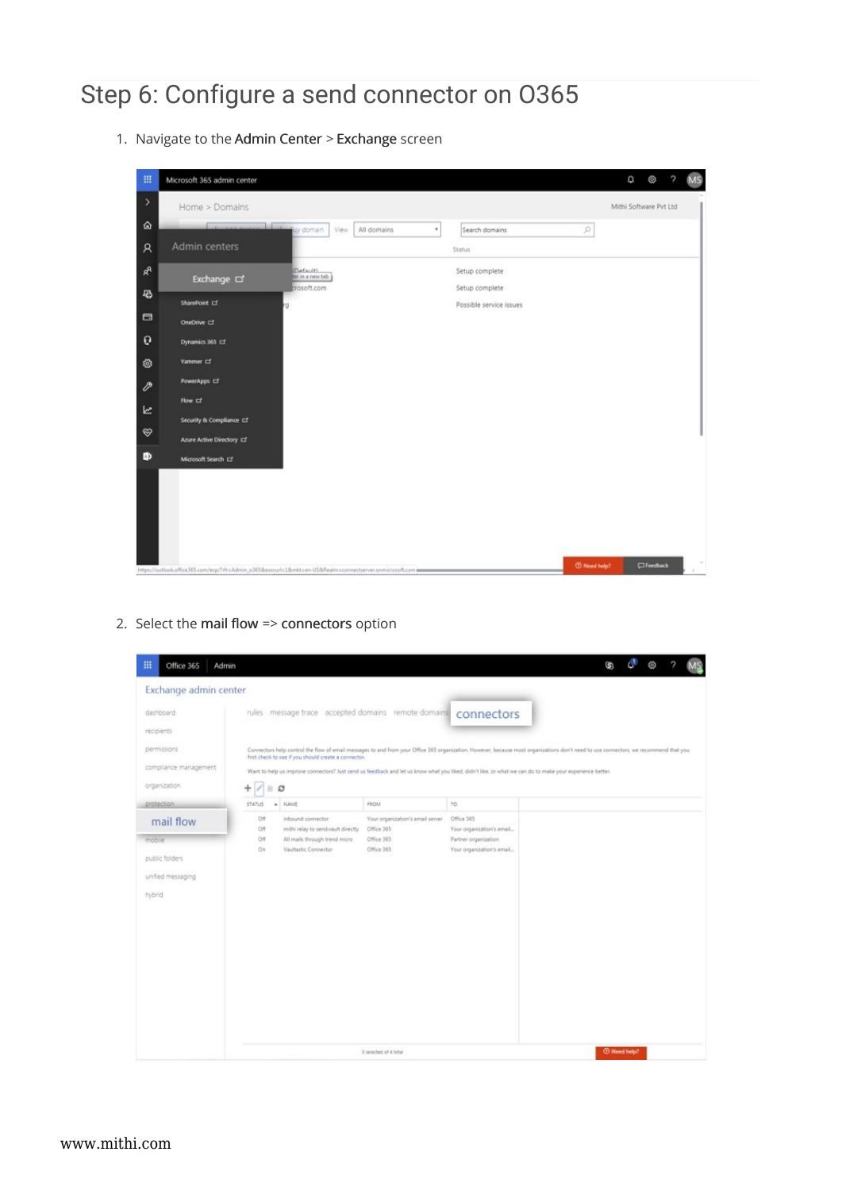# Step 6: Configure a send connector on O365

1. Navigate to the **Admin Center** > **Exchange** screen

2. Select the **mail flow** => **connectors** option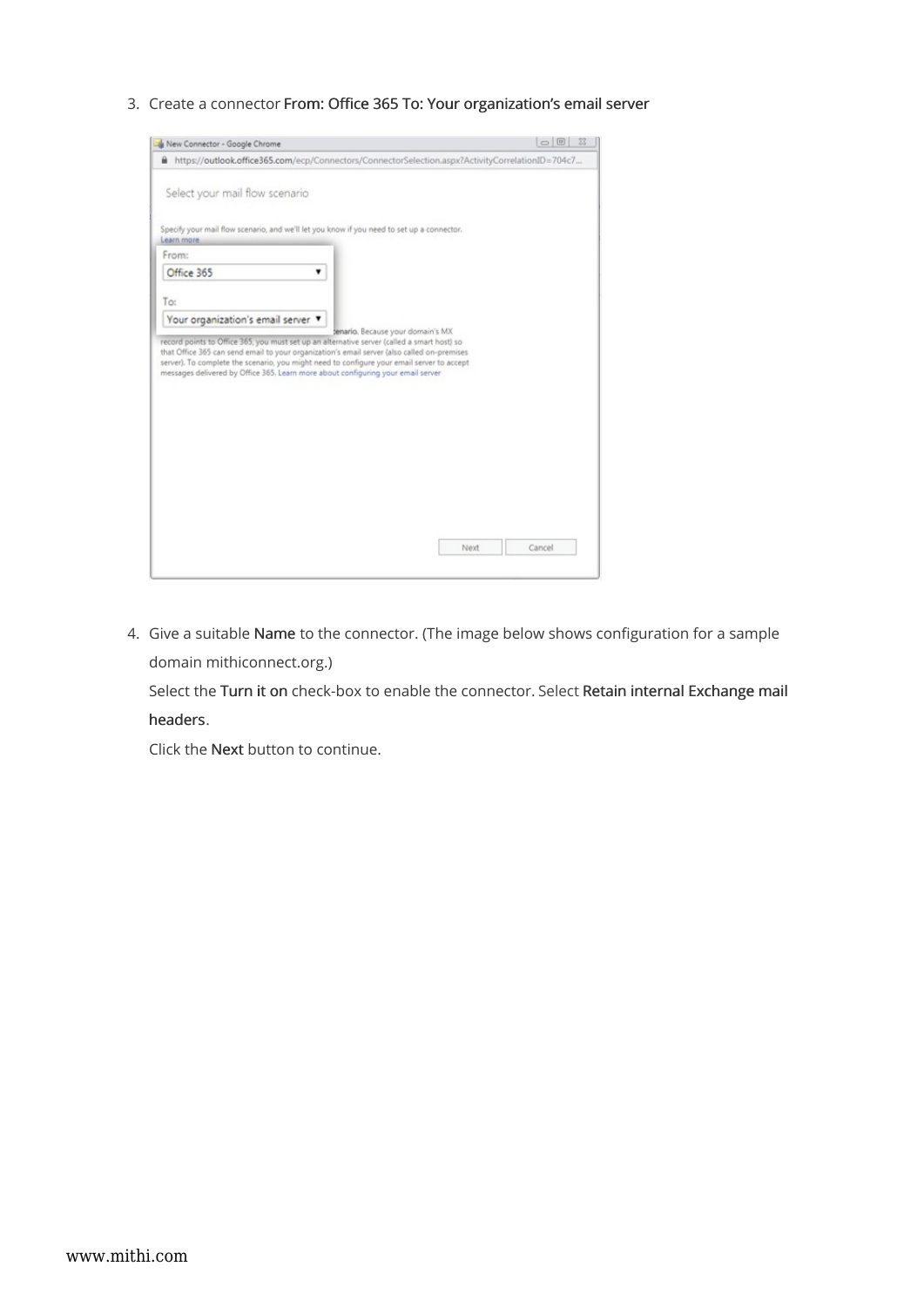3. Create a connector **From: Office 365 To: Your organization's email server**

4. Give a suitable **Name** to the connector. (The image below shows configuration for a sample domain mithiconnect.org.)
   Select the **Turn it on** check-box to enable the connector. Select **Retain internal Exchange mail headers**.
   Click the **Next** button to continue.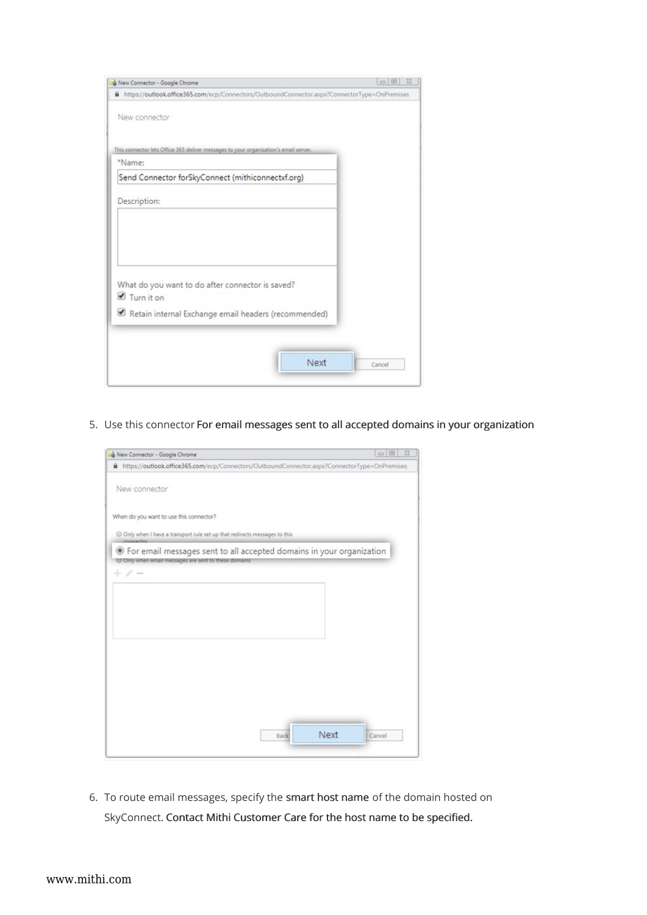5. Use this connector **For email messages sent to all accepted domains in your organization**

6. To route email messages, specify the **smart host name** of the domain hosted on SkyConnect. **Contact Mithi Customer Care for the host name to be specified.**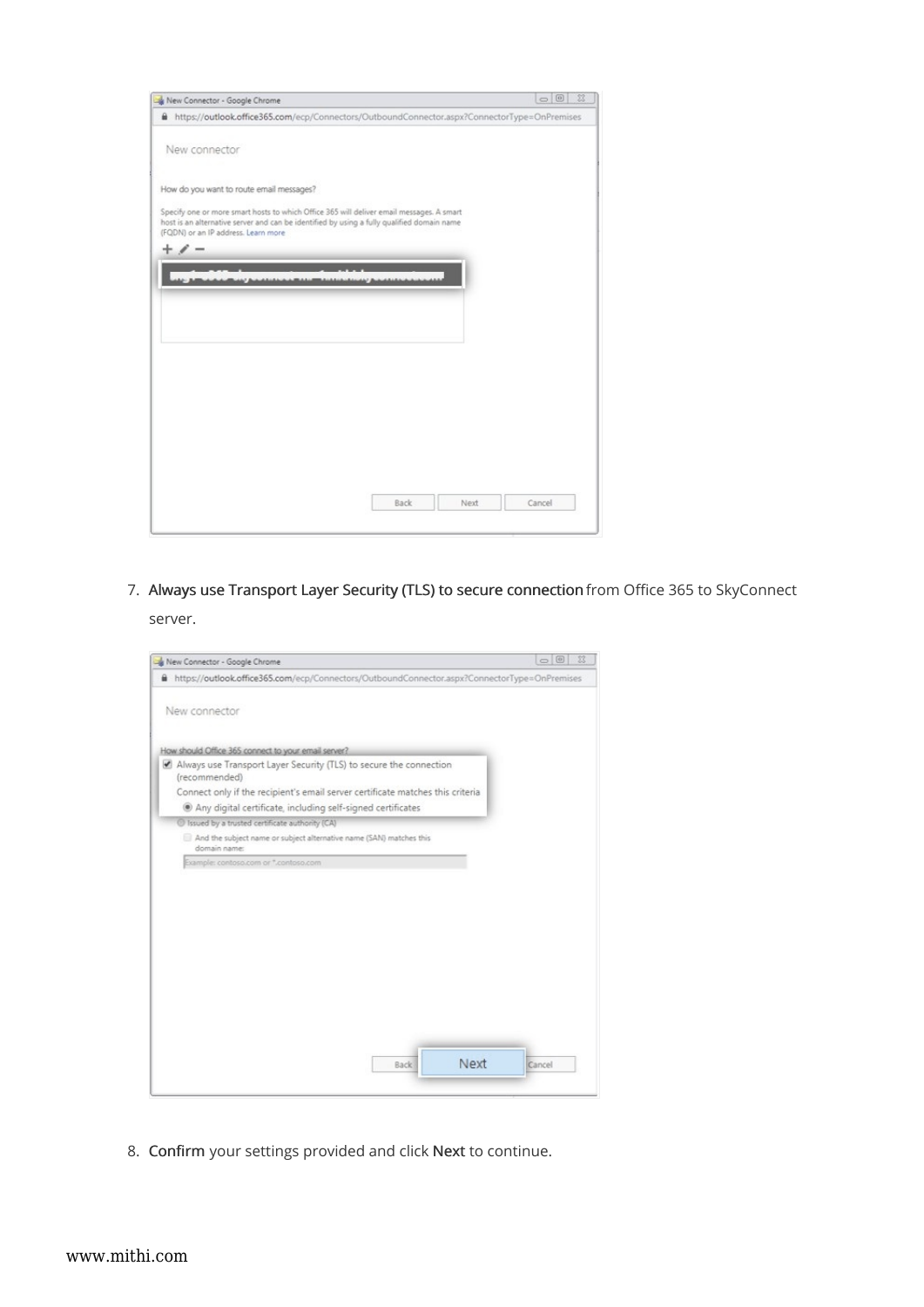7. **Always use Transport Layer Security (TLS) to secure connection** from Office 365 to SkyConnect server.

8. **Confirm** your settings provided and click **Next** to continue.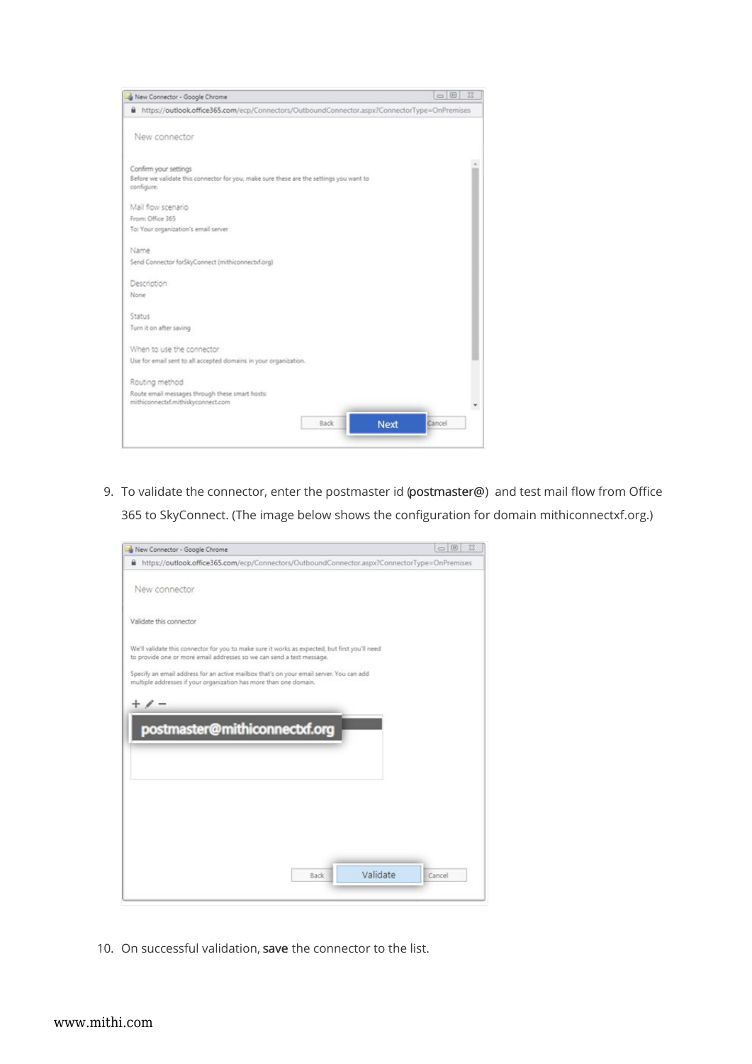9. To validate the connector, enter the postmaster id (**postmaster@**) and test mail flow from Office 365 to SkyConnect. (The image below shows the configuration for domain mithiconnectxf.org.)

10. On successful validation, **save** the connector to the list.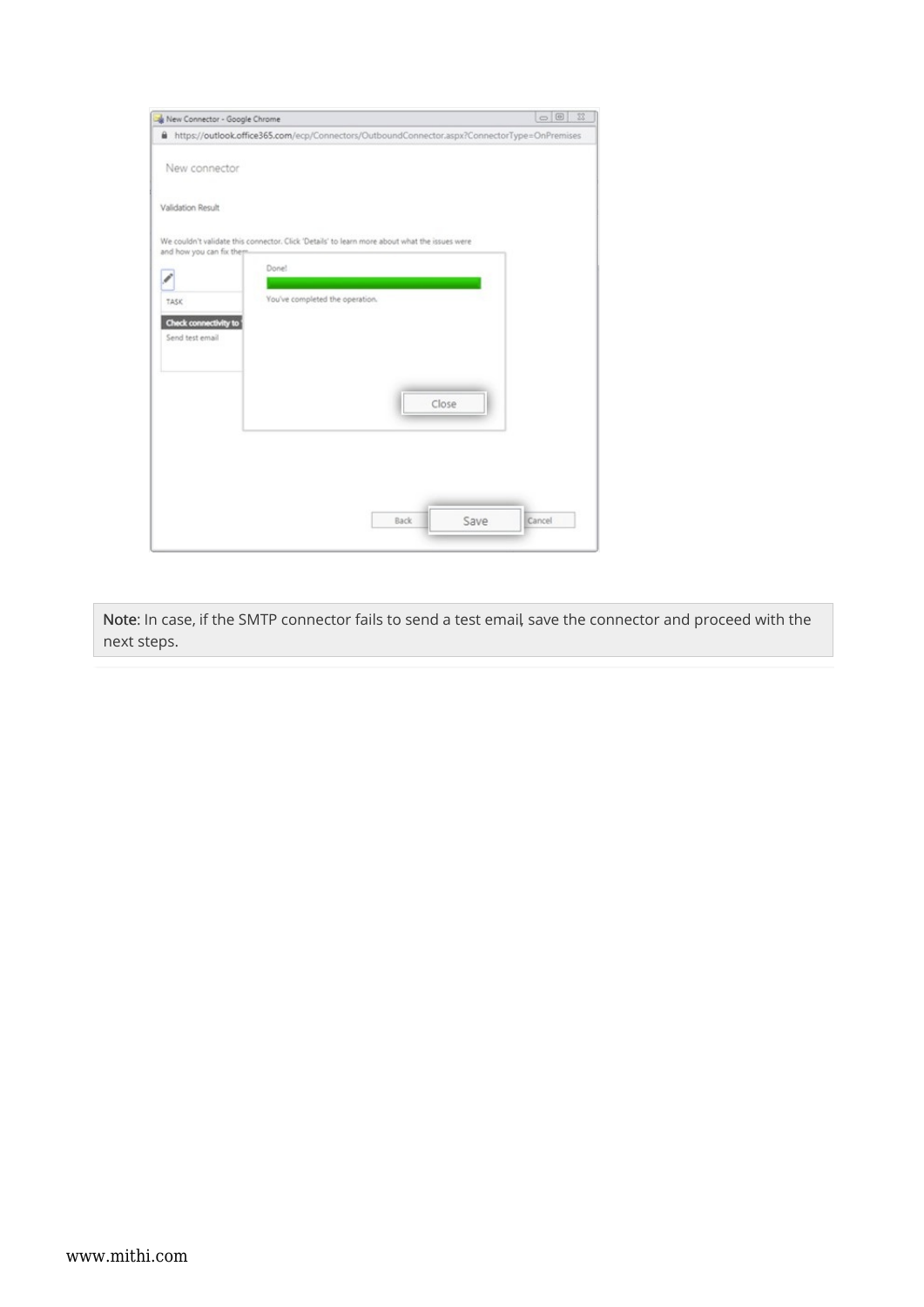**Note:** In case, if the SMTP connector fails to send a test email, save the connector and proceed with the next steps.